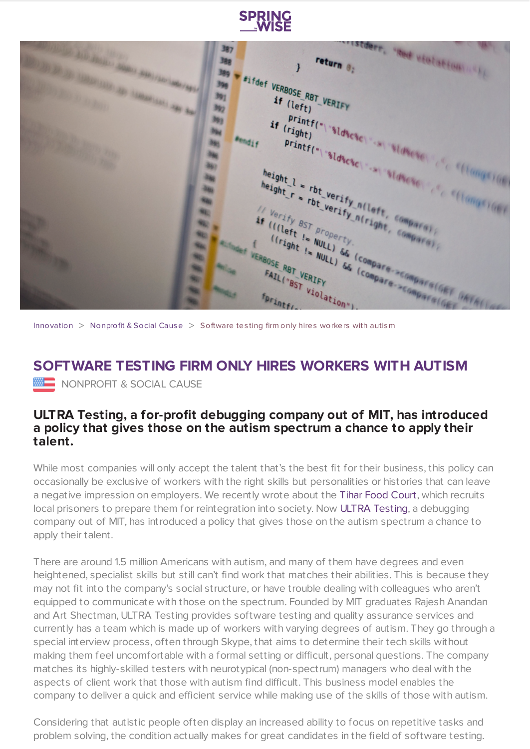Innovation > Nonprofit & Social Cause > Software testing firm only hires workers with autism

# SOFTWARE TESTING FIRM ONLY HIRES WORKERS WITH AUTISM

NONPROFIT & SOCIAL CAUSE

### ULTRA Testing, a for-profit debugging company out of MIT, has introduced a policy that gives those on the autism spectrum a chance to apply their talent.

While most companies will only accept the talent that's the best fit for their business, this policy can occasionally be exclusive of workers with the right skills but personalities or histories that can leave a negative impression on employers. We recently wrote about the Tihar Food Court, which recruits local prisoners to prepare them for reintegration into society. Now ULTRA Testing, a debugging company out of MIT, has introduced a policy that gives those on the autism spectrum a chance to apply their talent.

There are around 1.5 million Americans with autism, and many of them have degrees and even heightened, specialist skills but still can't find work that matches their abilities. This is because they may not fit into the company's social structure, or have trouble dealing with colleagues who aren't equipped to communicate with those on the spectrum. Founded by MIT graduates Rajesh Anandan and Art Shectman, ULTRA Testing provides software testing and quality assurance services and currently has a team which is made up of workers with varying degrees of autism. They go through a special interview process, often through Skype, that aims to determine their tech skills without making them feel uncomfortable with a formal setting or difficult, personal questions. The company matches its highly-skilled testers with neurotypical (non-spectrum) managers who deal with the aspects of client work that those with autism find difficult. This business model enables the company to deliver a quick and efficient service while making use of the skills of those with autism.

Considering that autistic people often display an increased ability to focus on repetitive tasks and problem solving, the condition actually makes for great candidates in the field of software testing.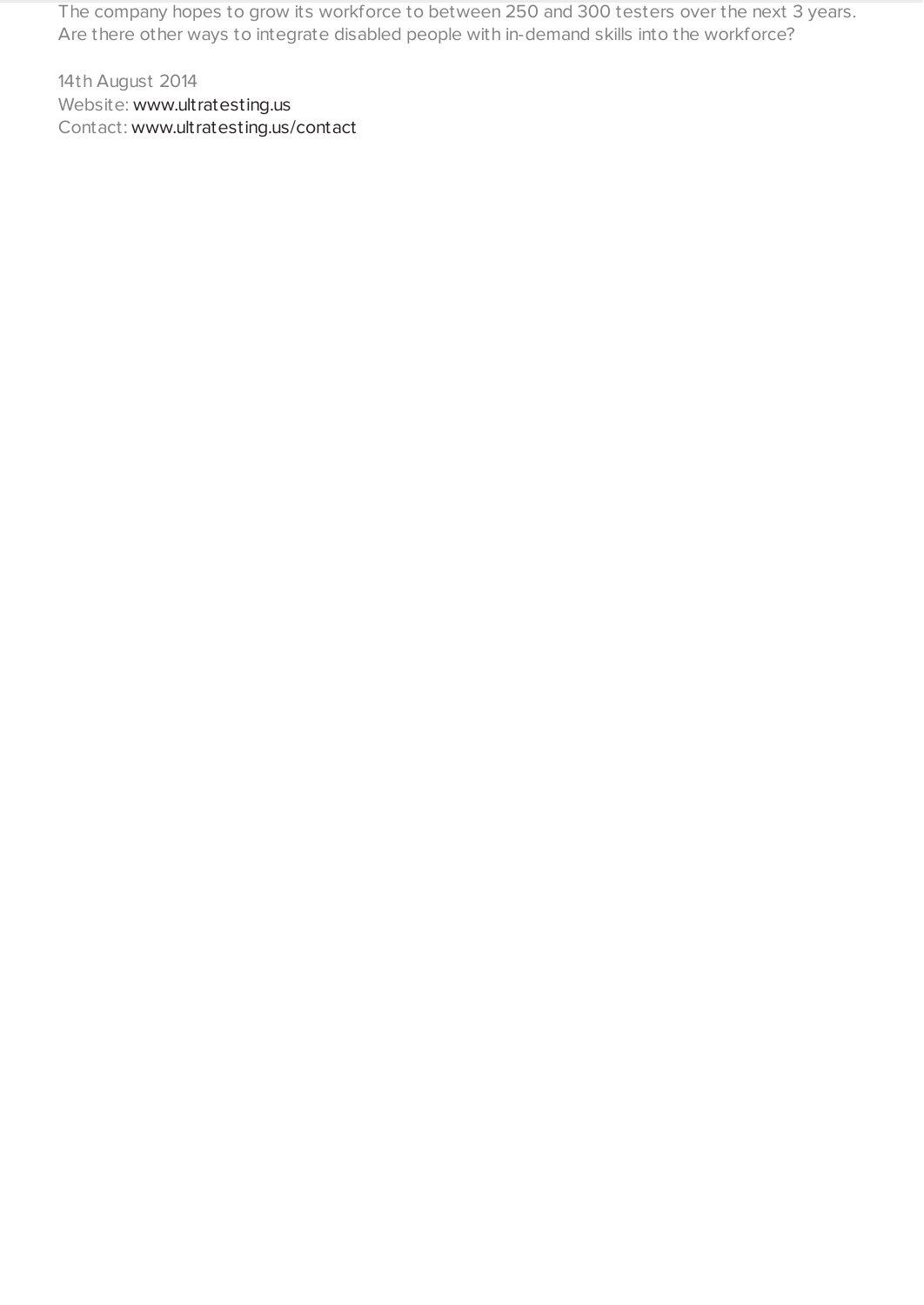The company hopes to grow its workforce to between 250 and 300 testers over the next 3 years.
Are there other ways to integrate disabled people with in-demand skills into the workforce?

14th August 2014
Website: www.ultratesting.us
Contact: www.ultratesting.us/contact